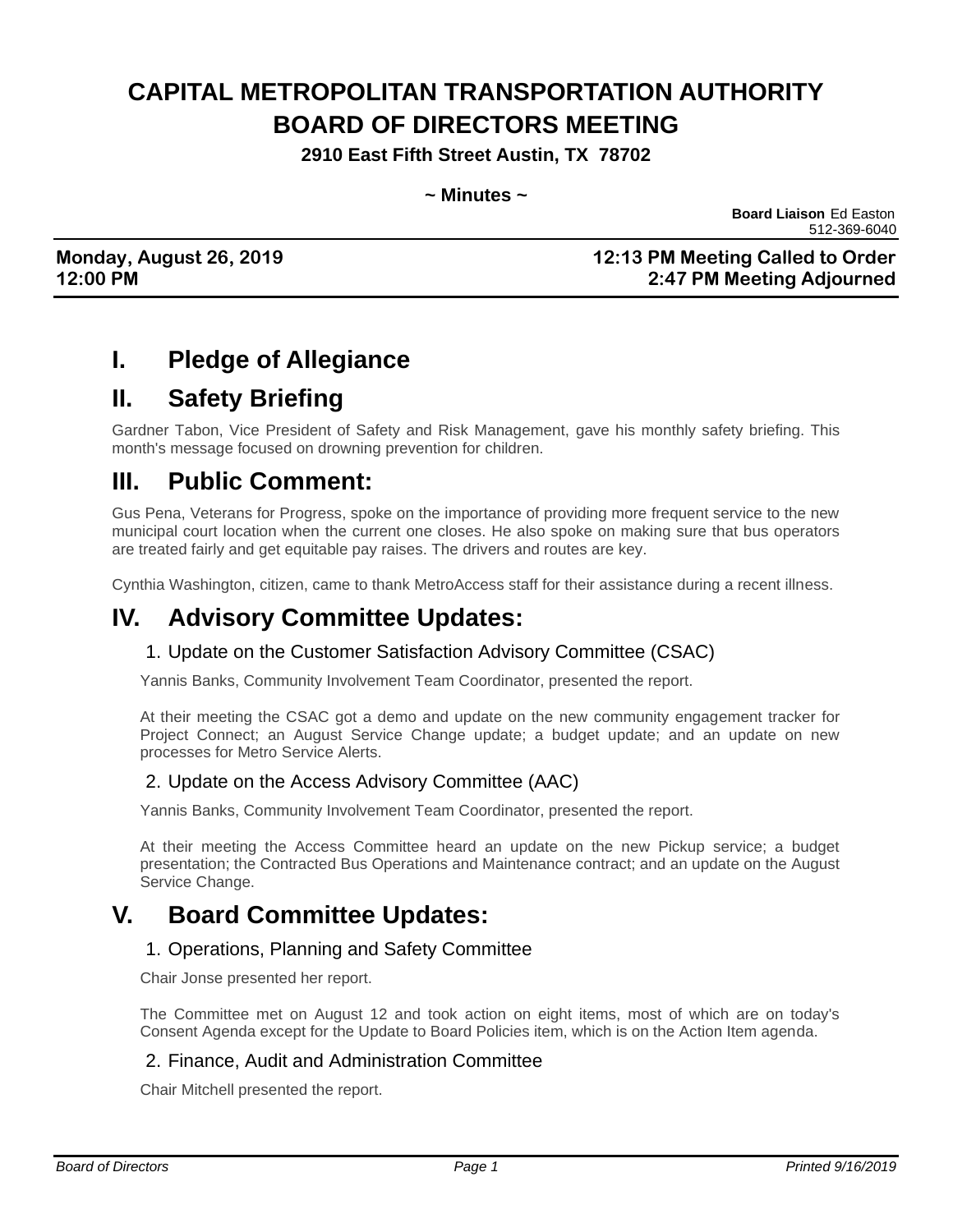# CAPITAL METROPOLITAN TRANSPORTATION AUTHORITY
# BOARD OF DIRECTORS MEETING

**2910 East Fifth Street Austin, TX 78702**

**~ Minutes ~**

**Board Liaison** Ed Easton
512-369-6040

**Monday, August 26, 2019**
**12:00 PM**

**12:13 PM Meeting Called to Order**
**2:47 PM Meeting Adjourned**

## I. Pledge of Allegiance

## II. Safety Briefing

Gardner Tabon, Vice President of Safety and Risk Management, gave his monthly safety briefing. This month's message focused on drowning prevention for children.

## III. Public Comment:

Gus Pena, Veterans for Progress, spoke on the importance of providing more frequent service to the new municipal court location when the current one closes. He also spoke on making sure that bus operators are treated fairly and get equitable pay raises. The drivers and routes are key.

Cynthia Washington, citizen, came to thank MetroAccess staff for their assistance during a recent illness.

## IV. Advisory Committee Updates:

### 1. Update on the Customer Satisfaction Advisory Committee (CSAC)

Yannis Banks, Community Involvement Team Coordinator, presented the report.

At their meeting the CSAC got a demo and update on the new community engagement tracker for Project Connect; an August Service Change update; a budget update; and an update on new processes for Metro Service Alerts.

### 2. Update on the Access Advisory Committee (AAC)

Yannis Banks, Community Involvement Team Coordinator, presented the report.

At their meeting the Access Committee heard an update on the new Pickup service; a budget presentation; the Contracted Bus Operations and Maintenance contract; and an update on the August Service Change.

## V. Board Committee Updates:

### 1. Operations, Planning and Safety Committee

Chair Jonse presented her report.

The Committee met on August 12 and took action on eight items, most of which are on today's Consent Agenda except for the Update to Board Policies item, which is on the Action Item agenda.

### 2. Finance, Audit and Administration Committee

Chair Mitchell presented the report.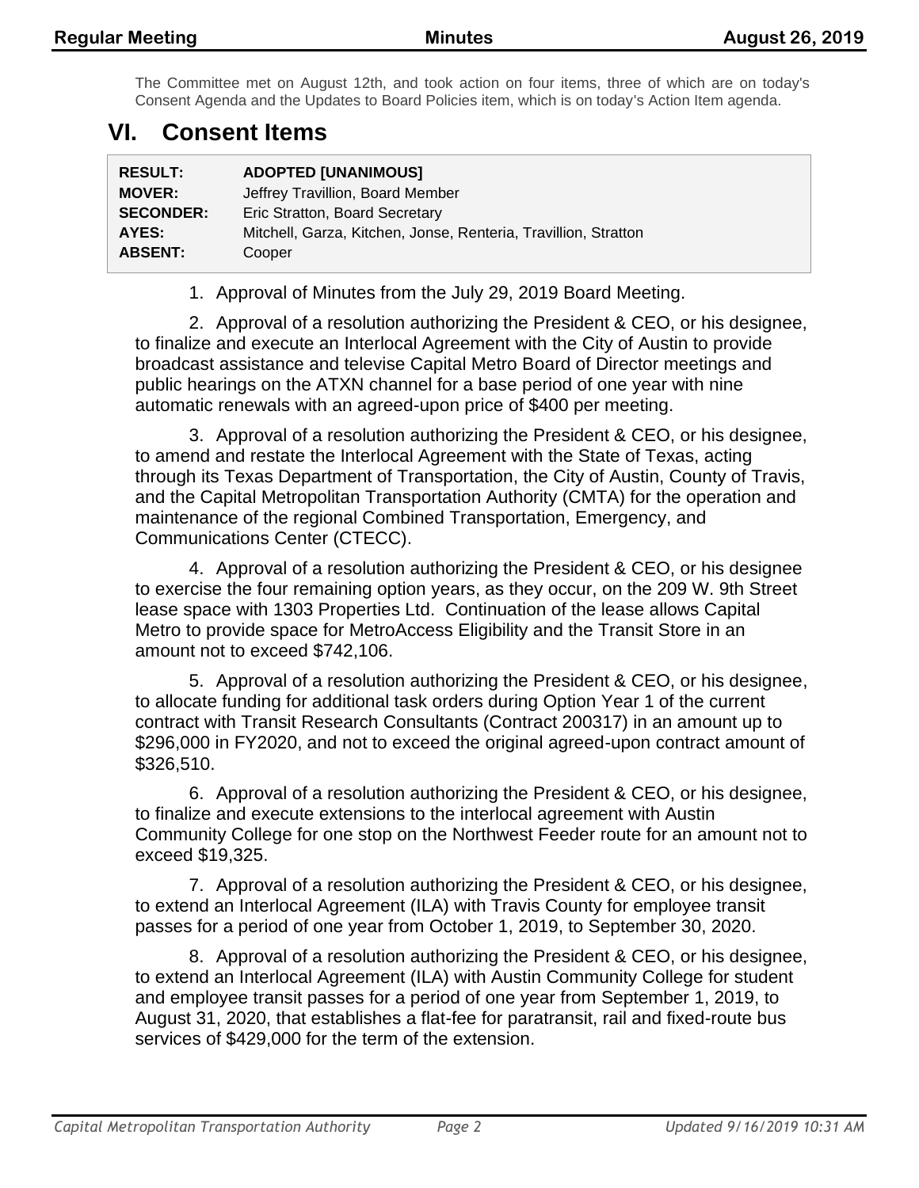The Committee met on August 12th, and took action on four items, three of which are on today's Consent Agenda and the Updates to Board Policies item, which is on today's Action Item agenda.

## VI. Consent Items

| | |
|---|---|
| **RESULT:** | **ADOPTED [UNANIMOUS]** |
| **MOVER:** | Jeffrey Travillion, Board Member |
| **SECONDER:** | Eric Stratton, Board Secretary |
| **AYES:** | Mitchell, Garza, Kitchen, Jonse, Renteria, Travillion, Stratton |
| **ABSENT:** | Cooper |

1. Approval of Minutes from the July 29, 2019 Board Meeting.

2. Approval of a resolution authorizing the President & CEO, or his designee, to finalize and execute an Interlocal Agreement with the City of Austin to provide broadcast assistance and televise Capital Metro Board of Director meetings and public hearings on the ATXN channel for a base period of one year with nine automatic renewals with an agreed-upon price of $400 per meeting.

3. Approval of a resolution authorizing the President & CEO, or his designee, to amend and restate the Interlocal Agreement with the State of Texas, acting through its Texas Department of Transportation, the City of Austin, County of Travis, and the Capital Metropolitan Transportation Authority (CMTA) for the operation and maintenance of the regional Combined Transportation, Emergency, and Communications Center (CTECC).

4. Approval of a resolution authorizing the President & CEO, or his designee to exercise the four remaining option years, as they occur, on the 209 W. 9th Street lease space with 1303 Properties Ltd. Continuation of the lease allows Capital Metro to provide space for MetroAccess Eligibility and the Transit Store in an amount not to exceed $742,106.

5. Approval of a resolution authorizing the President & CEO, or his designee, to allocate funding for additional task orders during Option Year 1 of the current contract with Transit Research Consultants (Contract 200317) in an amount up to $296,000 in FY2020, and not to exceed the original agreed-upon contract amount of $326,510.

6. Approval of a resolution authorizing the President & CEO, or his designee, to finalize and execute extensions to the interlocal agreement with Austin Community College for one stop on the Northwest Feeder route for an amount not to exceed $19,325.

7. Approval of a resolution authorizing the President & CEO, or his designee, to extend an Interlocal Agreement (ILA) with Travis County for employee transit passes for a period of one year from October 1, 2019, to September 30, 2020.

8. Approval of a resolution authorizing the President & CEO, or his designee, to extend an Interlocal Agreement (ILA) with Austin Community College for student and employee transit passes for a period of one year from September 1, 2019, to August 31, 2020, that establishes a flat-fee for paratransit, rail and fixed-route bus services of $429,000 for the term of the extension.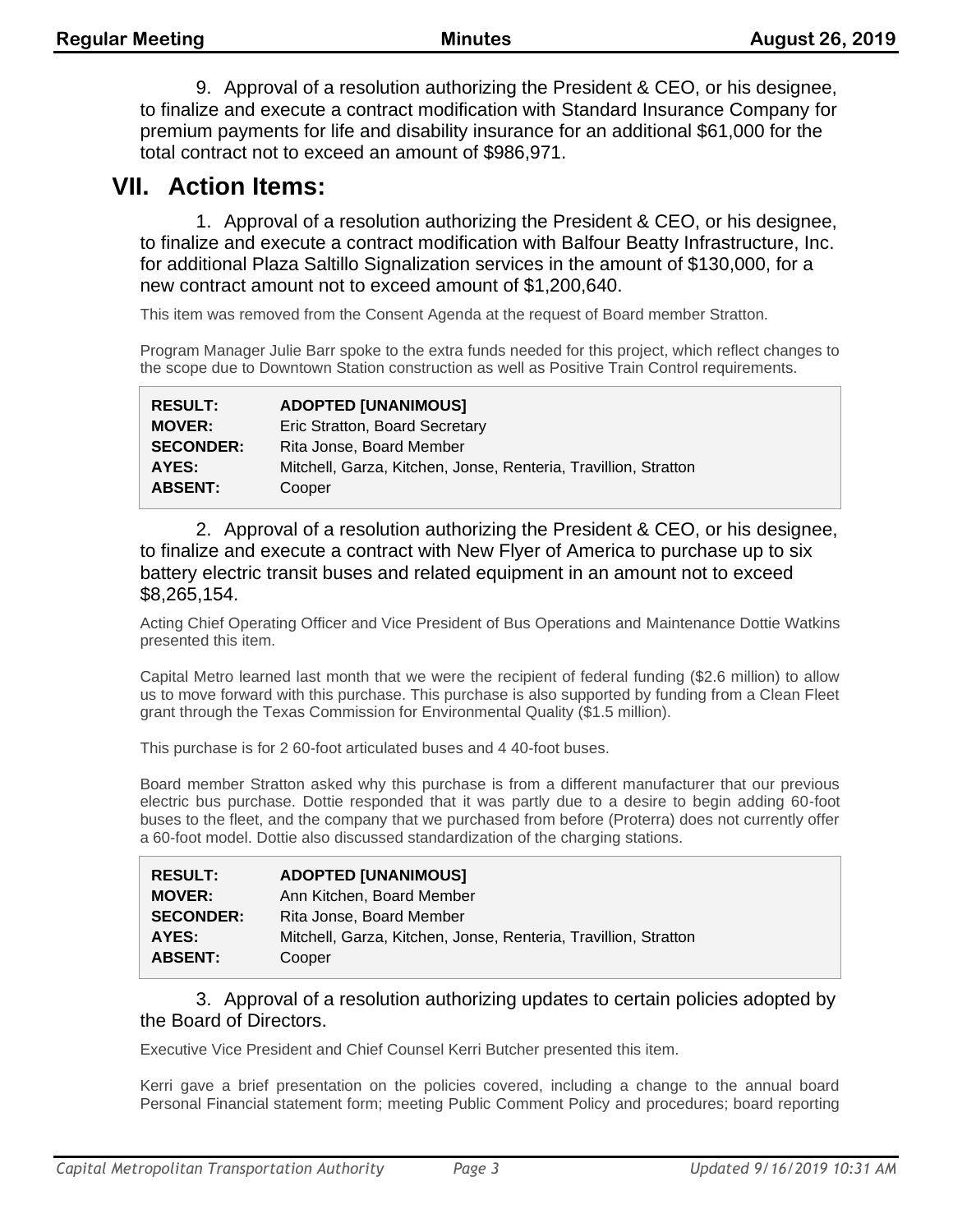9. Approval of a resolution authorizing the President & CEO, or his designee, to finalize and execute a contract modification with Standard Insurance Company for premium payments for life and disability insurance for an additional $61,000 for the total contract not to exceed an amount of $986,971.

# VII. Action Items:

1. Approval of a resolution authorizing the President & CEO, or his designee, to finalize and execute a contract modification with Balfour Beatty Infrastructure, Inc. for additional Plaza Saltillo Signalization services in the amount of $130,000, for a new contract amount not to exceed amount of $1,200,640.

This item was removed from the Consent Agenda at the request of Board member Stratton.

Program Manager Julie Barr spoke to the extra funds needed for this project, which reflect changes to the scope due to Downtown Station construction as well as Positive Train Control requirements.

| | |
|---|---|
| **RESULT:** | **ADOPTED [UNANIMOUS]** |
| **MOVER:** | Eric Stratton, Board Secretary |
| **SECONDER:** | Rita Jonse, Board Member |
| **AYES:** | Mitchell, Garza, Kitchen, Jonse, Renteria, Travillion, Stratton |
| **ABSENT:** | Cooper |

2. Approval of a resolution authorizing the President & CEO, or his designee, to finalize and execute a contract with New Flyer of America to purchase up to six battery electric transit buses and related equipment in an amount not to exceed $8,265,154.

Acting Chief Operating Officer and Vice President of Bus Operations and Maintenance Dottie Watkins presented this item.

Capital Metro learned last month that we were the recipient of federal funding ($2.6 million) to allow us to move forward with this purchase. This purchase is also supported by funding from a Clean Fleet grant through the Texas Commission for Environmental Quality ($1.5 million).

This purchase is for 2 60-foot articulated buses and 4 40-foot buses.

Board member Stratton asked why this purchase is from a different manufacturer that our previous electric bus purchase. Dottie responded that it was partly due to a desire to begin adding 60-foot buses to the fleet, and the company that we purchased from before (Proterra) does not currently offer a 60-foot model. Dottie also discussed standardization of the charging stations.

| | |
|---|---|
| **RESULT:** | **ADOPTED [UNANIMOUS]** |
| **MOVER:** | Ann Kitchen, Board Member |
| **SECONDER:** | Rita Jonse, Board Member |
| **AYES:** | Mitchell, Garza, Kitchen, Jonse, Renteria, Travillion, Stratton |
| **ABSENT:** | Cooper |

3. Approval of a resolution authorizing updates to certain policies adopted by the Board of Directors.

Executive Vice President and Chief Counsel Kerri Butcher presented this item.

Kerri gave a brief presentation on the policies covered, including a change to the annual board Personal Financial statement form; meeting Public Comment Policy and procedures; board reporting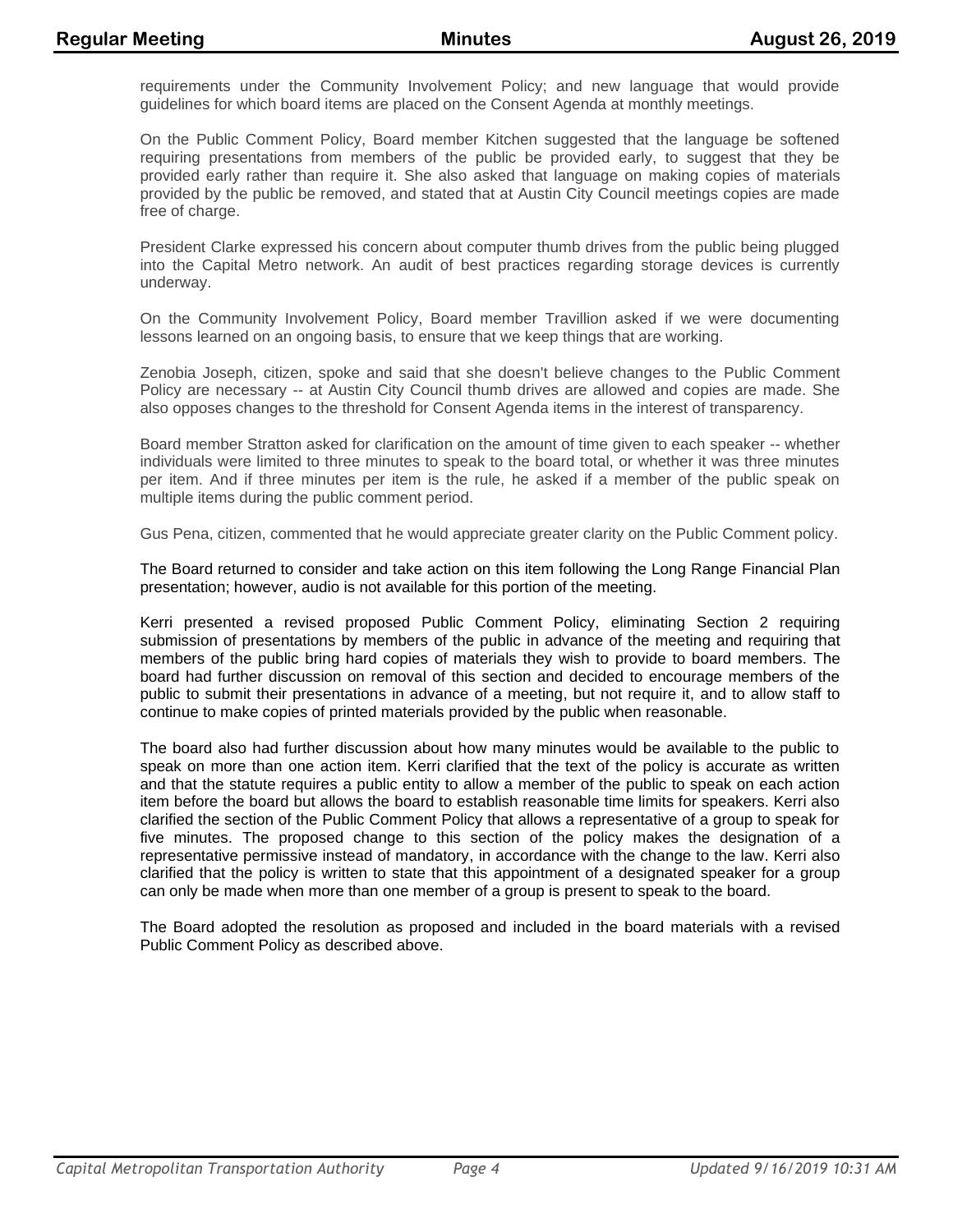requirements under the Community Involvement Policy; and new language that would provide guidelines for which board items are placed on the Consent Agenda at monthly meetings.

On the Public Comment Policy, Board member Kitchen suggested that the language be softened requiring presentations from members of the public be provided early, to suggest that they be provided early rather than require it. She also asked that language on making copies of materials provided by the public be removed, and stated that at Austin City Council meetings copies are made free of charge.

President Clarke expressed his concern about computer thumb drives from the public being plugged into the Capital Metro network. An audit of best practices regarding storage devices is currently underway.

On the Community Involvement Policy, Board member Travillion asked if we were documenting lessons learned on an ongoing basis, to ensure that we keep things that are working.

Zenobia Joseph, citizen, spoke and said that she doesn't believe changes to the Public Comment Policy are necessary -- at Austin City Council thumb drives are allowed and copies are made. She also opposes changes to the threshold for Consent Agenda items in the interest of transparency.

Board member Stratton asked for clarification on the amount of time given to each speaker -- whether individuals were limited to three minutes to speak to the board total, or whether it was three minutes per item. And if three minutes per item is the rule, he asked if a member of the public speak on multiple items during the public comment period.

Gus Pena, citizen, commented that he would appreciate greater clarity on the Public Comment policy.

The Board returned to consider and take action on this item following the Long Range Financial Plan presentation; however, audio is not available for this portion of the meeting.

Kerri presented a revised proposed Public Comment Policy, eliminating Section 2 requiring submission of presentations by members of the public in advance of the meeting and requiring that members of the public bring hard copies of materials they wish to provide to board members. The board had further discussion on removal of this section and decided to encourage members of the public to submit their presentations in advance of a meeting, but not require it, and to allow staff to continue to make copies of printed materials provided by the public when reasonable.

The board also had further discussion about how many minutes would be available to the public to speak on more than one action item. Kerri clarified that the text of the policy is accurate as written and that the statute requires a public entity to allow a member of the public to speak on each action item before the board but allows the board to establish reasonable time limits for speakers. Kerri also clarified the section of the Public Comment Policy that allows a representative of a group to speak for five minutes. The proposed change to this section of the policy makes the designation of a representative permissive instead of mandatory, in accordance with the change to the law. Kerri also clarified that the policy is written to state that this appointment of a designated speaker for a group can only be made when more than one member of a group is present to speak to the board.

The Board adopted the resolution as proposed and included in the board materials with a revised Public Comment Policy as described above.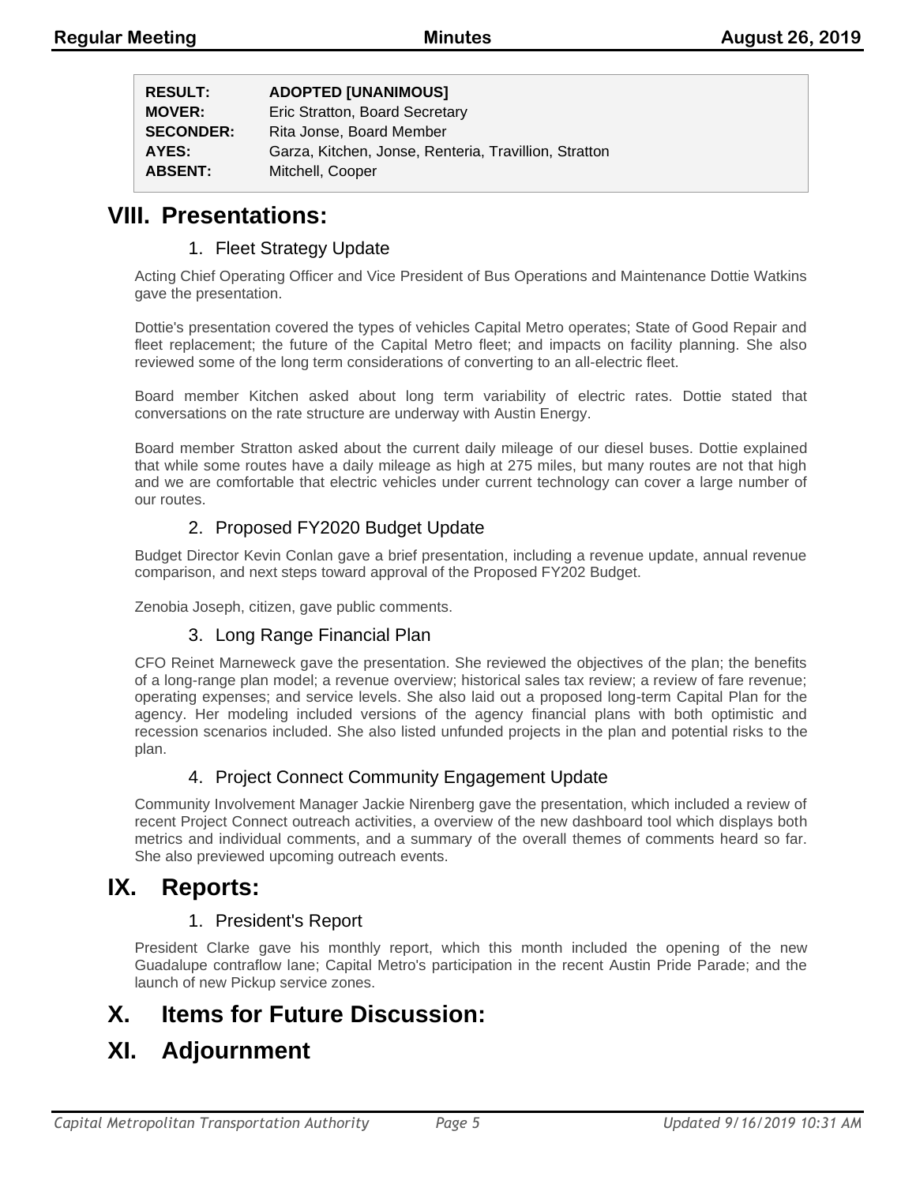| RESULT: | ADOPTED [UNANIMOUS] |
|---|---|
| MOVER: | Eric Stratton, Board Secretary |
| SECONDER: | Rita Jonse, Board Member |
| AYES: | Garza, Kitchen, Jonse, Renteria, Travillion, Stratton |
| ABSENT: | Mitchell, Cooper |

# VIII. Presentations:

## 1. Fleet Strategy Update

Acting Chief Operating Officer and Vice President of Bus Operations and Maintenance Dottie Watkins gave the presentation.

Dottie's presentation covered the types of vehicles Capital Metro operates; State of Good Repair and fleet replacement; the future of the Capital Metro fleet; and impacts on facility planning. She also reviewed some of the long term considerations of converting to an all-electric fleet.

Board member Kitchen asked about long term variability of electric rates. Dottie stated that conversations on the rate structure are underway with Austin Energy.

Board member Stratton asked about the current daily mileage of our diesel buses. Dottie explained that while some routes have a daily mileage as high at 275 miles, but many routes are not that high and we are comfortable that electric vehicles under current technology can cover a large number of our routes.

## 2. Proposed FY2020 Budget Update

Budget Director Kevin Conlan gave a brief presentation, including a revenue update, annual revenue comparison, and next steps toward approval of the Proposed FY202 Budget.

Zenobia Joseph, citizen, gave public comments.

## 3. Long Range Financial Plan

CFO Reinet Marneweck gave the presentation. She reviewed the objectives of the plan; the benefits of a long-range plan model; a revenue overview; historical sales tax review; a review of fare revenue; operating expenses; and service levels. She also laid out a proposed long-term Capital Plan for the agency. Her modeling included versions of the agency financial plans with both optimistic and recession scenarios included. She also listed unfunded projects in the plan and potential risks to the plan.

## 4. Project Connect Community Engagement Update

Community Involvement Manager Jackie Nirenberg gave the presentation, which included a review of recent Project Connect outreach activities, a overview of the new dashboard tool which displays both metrics and individual comments, and a summary of the overall themes of comments heard so far. She also previewed upcoming outreach events.

# IX. Reports:

## 1. President's Report

President Clarke gave his monthly report, which this month included the opening of the new Guadalupe contraflow lane; Capital Metro's participation in the recent Austin Pride Parade; and the launch of new Pickup service zones.

# X. Items for Future Discussion:

# XI. Adjournment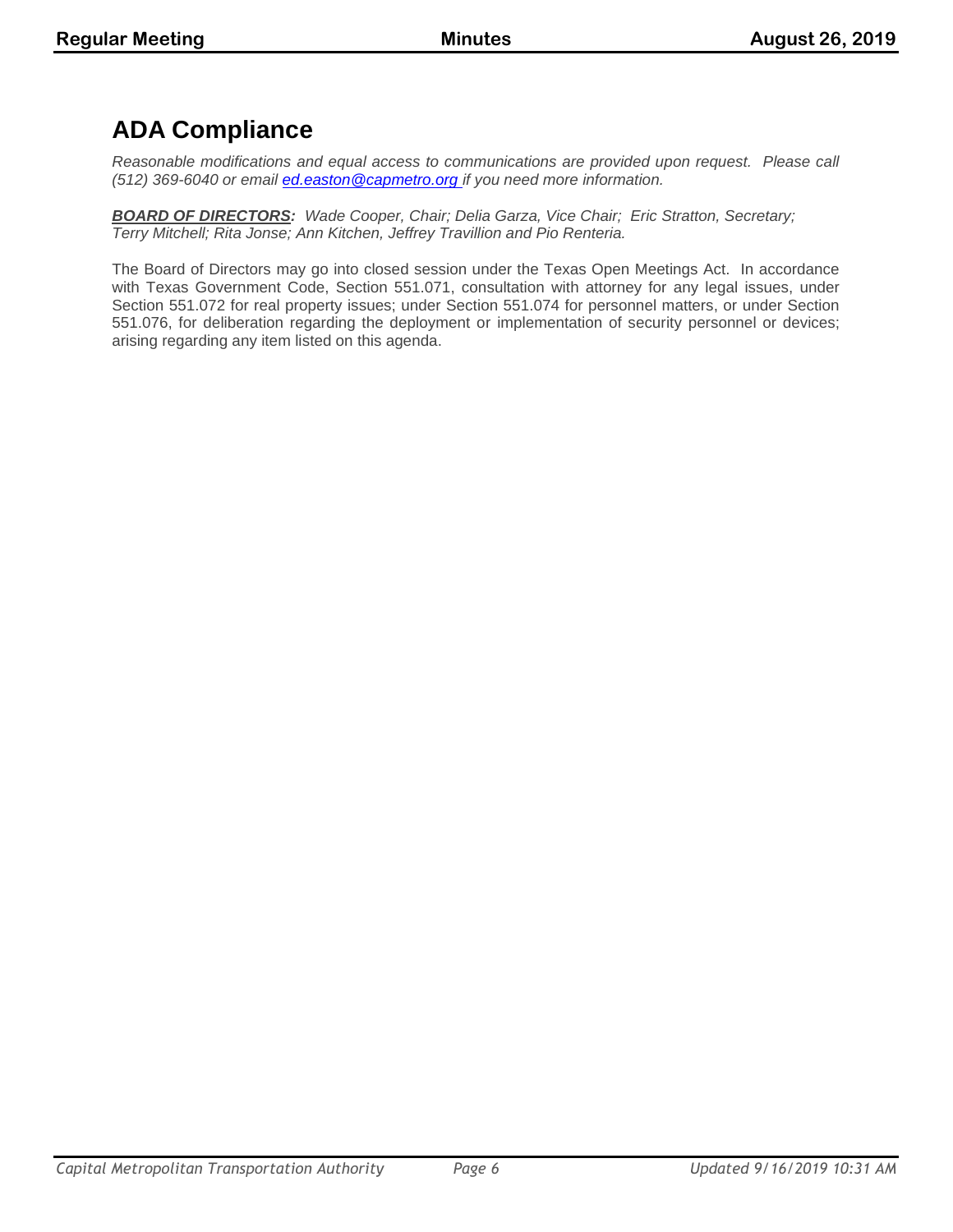# ADA Compliance

*Reasonable modifications and equal access to communications are provided upon request. Please call (512) 369-6040 or email [ed.easton@capmetro.org](mailto:ed.easton@capmetro.org) if you need more information.*

***BOARD OF DIRECTORS:*** *Wade Cooper, Chair; Delia Garza, Vice Chair; Eric Stratton, Secretary; Terry Mitchell; Rita Jonse; Ann Kitchen, Jeffrey Travillion and Pio Renteria.*

The Board of Directors may go into closed session under the Texas Open Meetings Act. In accordance with Texas Government Code, Section 551.071, consultation with attorney for any legal issues, under Section 551.072 for real property issues; under Section 551.074 for personnel matters, or under Section 551.076, for deliberation regarding the deployment or implementation of security personnel or devices; arising regarding any item listed on this agenda.